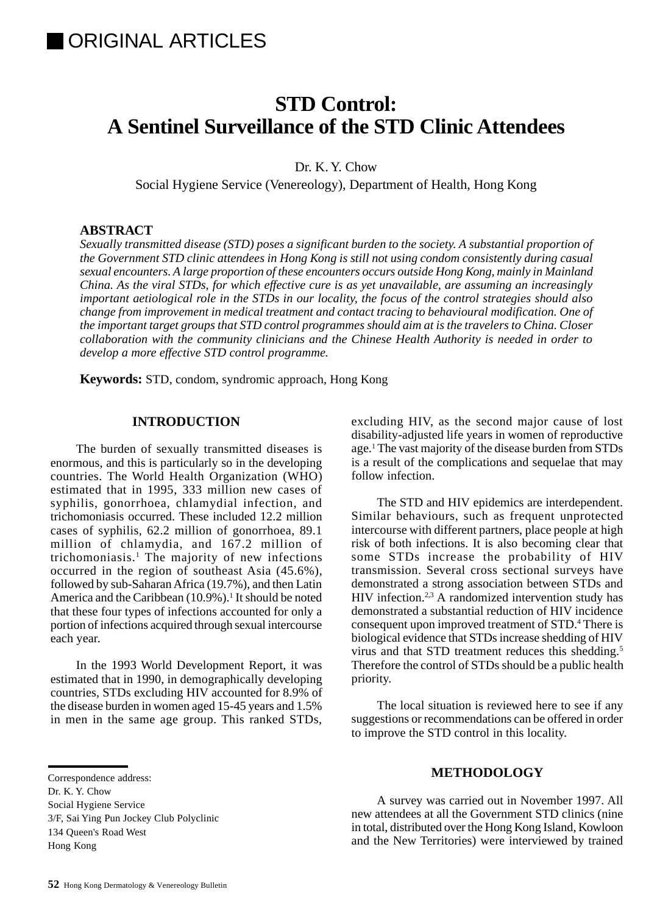## ORIGINAL ARTICLES

# STD Control: A Sentinel Surveillance of the STD Clinic Attendees

Dr. K. Y. Chow

Social Hygiene Service (Venereology), Department of Health, Hong Kong

### ABSTRACT

*Sexually transmitted disease (STD) poses a significant burden to the society. A substantial proportion of the Government STD clinic attendees in Hong Kong is still not using condom consistently during casual sexual encounters. A large proportion of these encounters occurs outside Hong Kong, mainly in Mainland China. As the viral STDs, for which effective cure is as yet unavailable, are assuming an increasingly important aetiological role in the STDs in our locality, the focus of the control strategies should also change from improvement in medical treatment and contact tracing to behavioural modification. One of the important target groups that STD control programmes should aim at is the travelers to China. Closer collaboration with the community clinicians and the Chinese Health Authority is needed in order to develop a more effective STD control programme.*

**Keywords:** STD, condom, syndromic approach, Hong Kong

## INTRODUCTION

The burden of sexually transmitted diseases is enormous, and this is particularly so in the developing countries. The World Health Organization (WHO) estimated that in 1995, 333 million new cases of syphilis, gonorrhoea, chlamydial infection, and trichomoniasis occurred. These included 12.2 million cases of syphilis, 62.2 million of gonorrhoea, 89.1 million of chlamydia, and 167.2 million of trichomoniasis.[1] The majority of new infections occurred in the region of southeast Asia (45.6%), followed by sub-Saharan Africa (19.7%), and then Latin America and the Caribbean (10.9%).[1] It should be noted that these four types of infections accounted for only a portion of infections acquired through sexual intercourse each year.

In the 1993 World Development Report, it was estimated that in 1990, in demographically developing countries, STDs excluding HIV accounted for 8.9% of the disease burden in women aged 15-45 years and 1.5% in men in the same age group. This ranked STDs, excluding HIV, as the second major cause of lost disability-adjusted life years in women of reproductive age.[1] The vast majority of the disease burden from STDs is a result of the complications and sequelae that may follow infection.

The STD and HIV epidemics are interdependent. Similar behaviours, such as frequent unprotected intercourse with different partners, place people at high risk of both infections. It is also becoming clear that some STDs increase the probability of HIV transmission. Several cross sectional surveys have demonstrated a strong association between STDs and HIV infection.[2,3] A randomized intervention study has demonstrated a substantial reduction of HIV incidence consequent upon improved treatment of STD.[4] There is biological evidence that STDs increase shedding of HIV virus and that STD treatment reduces this shedding.[5] Therefore the control of STDs should be a public health priority.

The local situation is reviewed here to see if any suggestions or recommendations can be offered in order to improve the STD control in this locality.

## METHODOLOGY

A survey was carried out in November 1997. All new attendees at all the Government STD clinics (nine in total, distributed over the Hong Kong Island, Kowloon and the New Territories) were interviewed by trained

---

Correspondence address:
Dr. K. Y. Chow
Social Hygiene Service
3/F, Sai Ying Pun Jockey Club Polyclinic
134 Queen's Road West
Hong Kong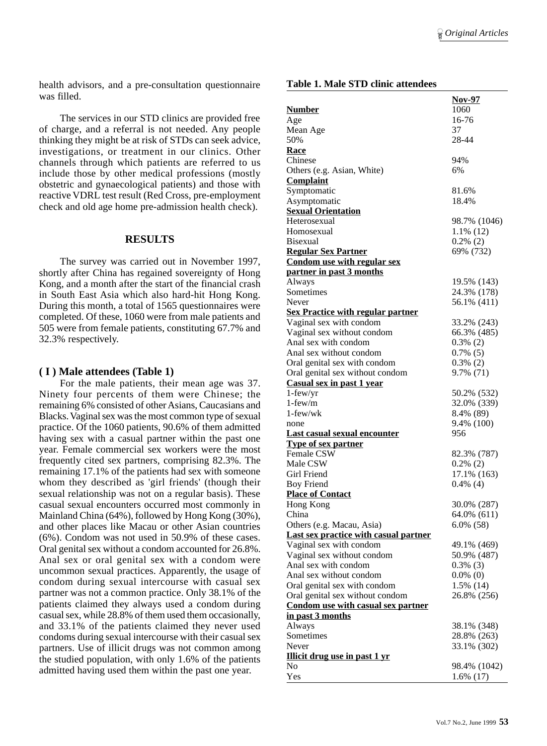health advisors, and a pre-consultation questionnaire was filled.

The services in our STD clinics are provided free of charge, and a referral is not needed. Any people thinking they might be at risk of STDs can seek advice, investigations, or treatment in our clinics. Other channels through which patients are referred to us include those by other medical professions (mostly obstetric and gynaecological patients) and those with reactive VDRL test result (Red Cross, pre-employment check and old age home pre-admission health check).

## RESULTS

The survey was carried out in November 1997, shortly after China has regained sovereignty of Hong Kong, and a month after the start of the financial crash in South East Asia which also hard-hit Hong Kong. During this month, a total of 1565 questionnaires were completed. Of these, 1060 were from male patients and 505 were from female patients, constituting 67.7% and 32.3% respectively.

### ( I ) Male attendees (Table 1)

For the male patients, their mean age was 37. Ninety four percents of them were Chinese; the remaining 6% consisted of other Asians, Caucasians and Blacks. Vaginal sex was the most common type of sexual practice. Of the 1060 patients, 90.6% of them admitted having sex with a casual partner within the past one year. Female commercial sex workers were the most frequently cited sex partners, comprising 82.3%. The remaining 17.1% of the patients had sex with someone whom they described as 'girl friends' (though their sexual relationship was not on a regular basis). These casual sexual encounters occurred most commonly in Mainland China (64%), followed by Hong Kong (30%), and other places like Macau or other Asian countries (6%). Condom was not used in 50.9% of these cases. Oral genital sex without a condom accounted for 26.8%. Anal sex or oral genital sex with a condom were uncommon sexual practices. Apparently, the usage of condom during sexual intercourse with casual sex partner was not a common practice. Only 38.1% of the patients claimed they always used a condom during casual sex, while 28.8% of them used them occasionally, and 33.1% of the patients claimed they never used condoms during sexual intercourse with their casual sex partners. Use of illicit drugs was not common among the studied population, with only 1.6% of the patients admitted having used them within the past one year.

**Table 1. Male STD clinic attendees**

| | **Nov-97** |
|---|---|
| **Number** | 1060 |
| Age | 16-76 |
| Mean Age | 37 |
| 50% | 28-44 |
| **Race** | |
| Chinese | 94% |
| Others (e.g. Asian, White) | 6% |
| **Complaint** | |
| Symptomatic | 81.6% |
| Asymptomatic | 18.4% |
| **Sexual Orientation** | |
| Heterosexual | 98.7% (1046) |
| Homosexual | 1.1% (12) |
| Bisexual | 0.2% (2) |
| **Regular Sex Partner** | 69% (732) |
| **Condom use with regular sex partner in past 3 months** | |
| Always | 19.5% (143) |
| Sometimes | 24.3% (178) |
| Never | 56.1% (411) |
| **Sex Practice with regular partner** | |
| Vaginal sex with condom | 33.2% (243) |
| Vaginal sex without condom | 66.3% (485) |
| Anal sex with condom | 0.3% (2) |
| Anal sex without condom | 0.7% (5) |
| Oral genital sex with condom | 0.3% (2) |
| Oral genital sex without condom | 9.7% (71) |
| **Casual sex in past 1 year** | |
| 1-few/yr | 50.2% (532) |
| 1-few/m | 32.0% (339) |
| 1-few/wk | 8.4% (89) |
| none | 9.4% (100) |
| **Last casual sexual encounter** | 956 |
| **Type of sex partner** | |
| Female CSW | 82.3% (787) |
| Male CSW | 0.2% (2) |
| Girl Friend | 17.1% (163) |
| Boy Friend | 0.4% (4) |
| **Place of Contact** | |
| Hong Kong | 30.0% (287) |
| China | 64.0% (611) |
| Others (e.g. Macau, Asia) | 6.0% (58) |
| **Last sex practice with casual partner** | |
| Vaginal sex with condom | 49.1% (469) |
| Vaginal sex without condom | 50.9% (487) |
| Anal sex with condom | 0.3% (3) |
| Anal sex without condom | 0.0% (0) |
| Oral genital sex with condom | 1.5% (14) |
| Oral genital sex without condom | 26.8% (256) |
| **Condom use with casual sex partner in past 3 months** | |
| Always | 38.1% (348) |
| Sometimes | 28.8% (263) |
| Never | 33.1% (302) |
| **Illicit drug use in past 1 yr** | |
| No | 98.4% (1042) |
| Yes | 1.6% (17) |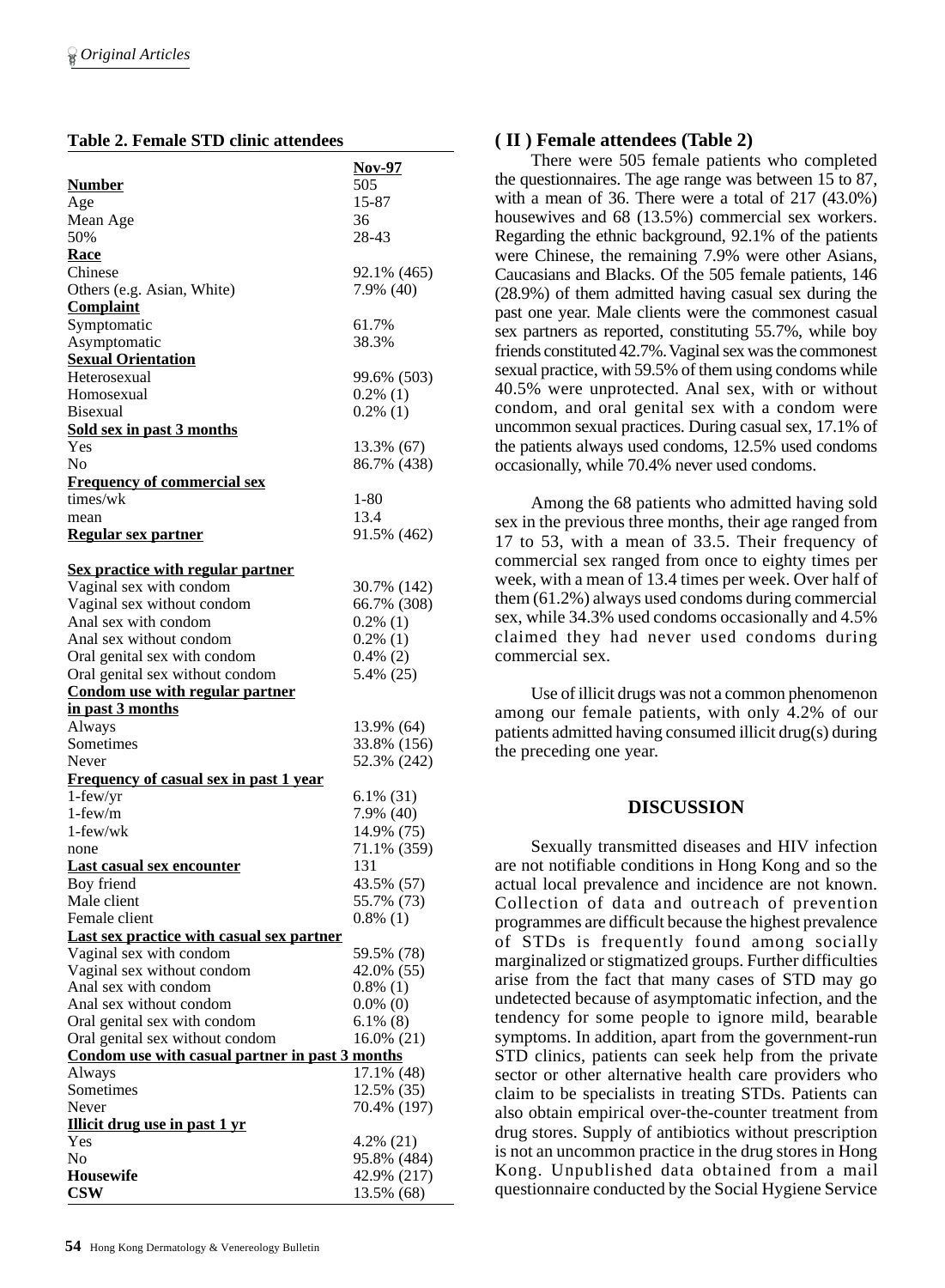**Table 2. Female STD clinic attendees**

| | Nov-97 |
|---|---|
| **Number** | 505 |
| Age | 15-87 |
| Mean Age | 36 |
| 50% | 28-43 |
| **Race** | |
| Chinese | 92.1% (465) |
| Others (e.g. Asian, White) | 7.9% (40) |
| **Complaint** | |
| Symptomatic | 61.7% |
| Asymptomatic | 38.3% |
| **Sexual Orientation** | |
| Heterosexual | 99.6% (503) |
| Homosexual | 0.2% (1) |
| Bisexual | 0.2% (1) |
| **Sold sex in past 3 months** | |
| Yes | 13.3% (67) |
| No | 86.7% (438) |
| **Frequency of commercial sex** | |
| times/wk | 1-80 |
| mean | 13.4 |
| **Regular sex partner** | 91.5% (462) |
| **Sex practice with regular partner** | |
| Vaginal sex with condom | 30.7% (142) |
| Vaginal sex without condom | 66.7% (308) |
| Anal sex with condom | 0.2% (1) |
| Anal sex without condom | 0.2% (1) |
| Oral genital sex with condom | 0.4% (2) |
| Oral genital sex without condom | 5.4% (25) |
| **Condom use with regular partner in past 3 months** | |
| Always | 13.9% (64) |
| Sometimes | 33.8% (156) |
| Never | 52.3% (242) |
| **Frequency of casual sex in past 1 year** | |
| 1-few/yr | 6.1% (31) |
| 1-few/m | 7.9% (40) |
| 1-few/wk | 14.9% (75) |
| none | 71.1% (359) |
| **Last casual sex encounter** | 131 |
| Boy friend | 43.5% (57) |
| Male client | 55.7% (73) |
| Female client | 0.8% (1) |
| **Last sex practice with casual sex partner** | |
| Vaginal sex with condom | 59.5% (78) |
| Vaginal sex without condom | 42.0% (55) |
| Anal sex with condom | 0.8% (1) |
| Anal sex without condom | 0.0% (0) |
| Oral genital sex with condom | 6.1% (8) |
| Oral genital sex without condom | 16.0% (21) |
| **Condom use with casual partner in past 3 months** | |
| Always | 17.1% (48) |
| Sometimes | 12.5% (35) |
| Never | 70.4% (197) |
| **Illicit drug use in past 1 yr** | |
| Yes | 4.2% (21) |
| No | 95.8% (484) |
| **Housewife** | 42.9% (217) |
| **CSW** | 13.5% (68) |

### ( II ) Female attendees (Table 2)

There were 505 female patients who completed the questionnaires. The age range was between 15 to 87, with a mean of 36. There were a total of 217 (43.0%) housewives and 68 (13.5%) commercial sex workers. Regarding the ethnic background, 92.1% of the patients were Chinese, the remaining 7.9% were other Asians, Caucasians and Blacks. Of the 505 female patients, 146 (28.9%) of them admitted having casual sex during the past one year. Male clients were the commonest casual sex partners as reported, constituting 55.7%, while boy friends constituted 42.7%. Vaginal sex was the commonest sexual practice, with 59.5% of them using condoms while 40.5% were unprotected. Anal sex, with or without condom, and oral genital sex with a condom were uncommon sexual practices. During casual sex, 17.1% of the patients always used condoms, 12.5% used condoms occasionally, while 70.4% never used condoms.

Among the 68 patients who admitted having sold sex in the previous three months, their age ranged from 17 to 53, with a mean of 33.5. Their frequency of commercial sex ranged from once to eighty times per week, with a mean of 13.4 times per week. Over half of them (61.2%) always used condoms during commercial sex, while 34.3% used condoms occasionally and 4.5% claimed they had never used condoms during commercial sex.

Use of illicit drugs was not a common phenomenon among our female patients, with only 4.2% of our patients admitted having consumed illicit drug(s) during the preceding one year.

## DISCUSSION

Sexually transmitted diseases and HIV infection are not notifiable conditions in Hong Kong and so the actual local prevalence and incidence are not known. Collection of data and outreach of prevention programmes are difficult because the highest prevalence of STDs is frequently found among socially marginalized or stigmatized groups. Further difficulties arise from the fact that many cases of STD may go undetected because of asymptomatic infection, and the tendency for some people to ignore mild, bearable symptoms. In addition, apart from the government-run STD clinics, patients can seek help from the private sector or other alternative health care providers who claim to be specialists in treating STDs. Patients can also obtain empirical over-the-counter treatment from drug stores. Supply of antibiotics without prescription is not an uncommon practice in the drug stores in Hong Kong. Unpublished data obtained from a mail questionnaire conducted by the Social Hygiene Service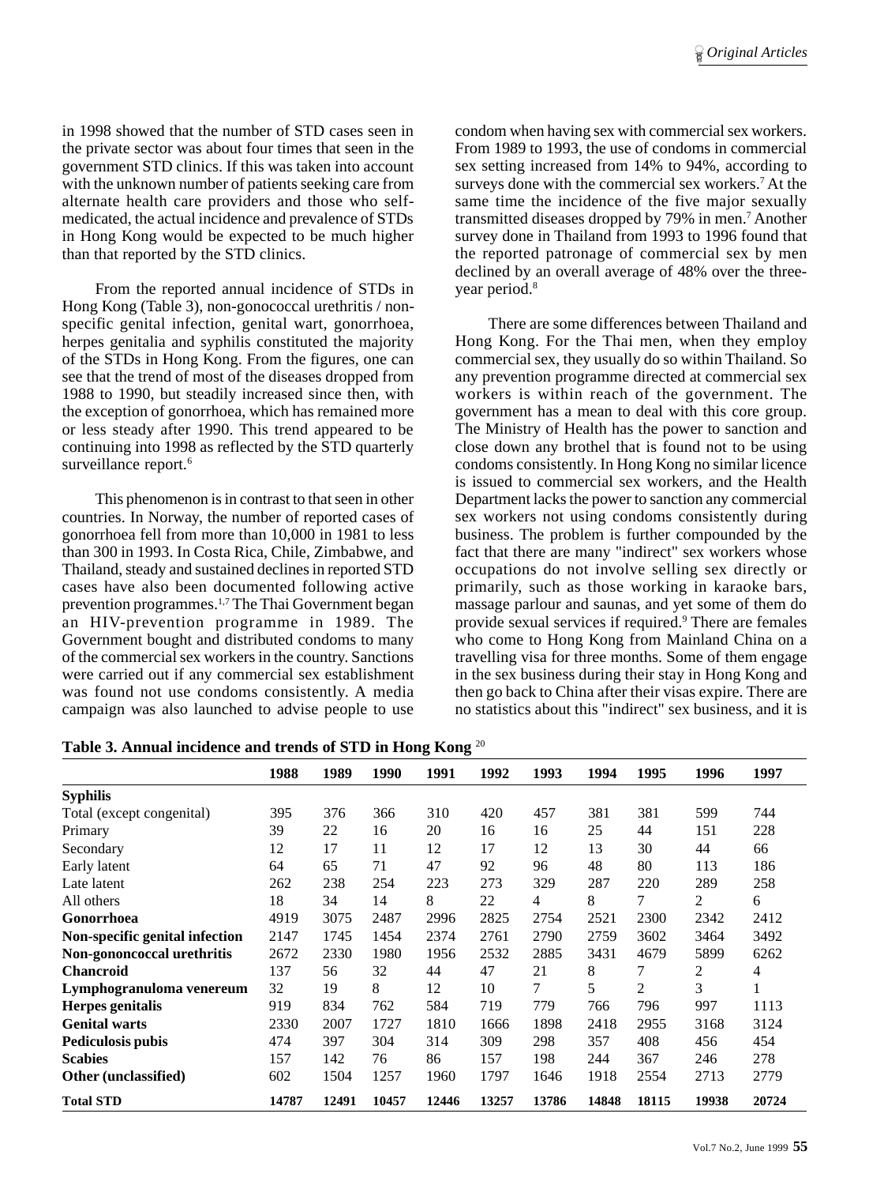in 1998 showed that the number of STD cases seen in the private sector was about four times that seen in the government STD clinics. If this was taken into account with the unknown number of patients seeking care from alternate health care providers and those who self-medicated, the actual incidence and prevalence of STDs in Hong Kong would be expected to be much higher than that reported by the STD clinics.

From the reported annual incidence of STDs in Hong Kong (Table 3), non-gonococcal urethritis / non-specific genital infection, genital wart, gonorrhoea, herpes genitalia and syphilis constituted the majority of the STDs in Hong Kong. From the figures, one can see that the trend of most of the diseases dropped from 1988 to 1990, but steadily increased since then, with the exception of gonorrhoea, which has remained more or less steady after 1990. This trend appeared to be continuing into 1998 as reflected by the STD quarterly surveillance report.[6]

This phenomenon is in contrast to that seen in other countries. In Norway, the number of reported cases of gonorrhoea fell from more than 10,000 in 1981 to less than 300 in 1993. In Costa Rica, Chile, Zimbabwe, and Thailand, steady and sustained declines in reported STD cases have also been documented following active prevention programmes.[1,7] The Thai Government began an HIV-prevention programme in 1989. The Government bought and distributed condoms to many of the commercial sex workers in the country. Sanctions were carried out if any commercial sex establishment was found not use condoms consistently. A media campaign was also launched to advise people to use condom when having sex with commercial sex workers. From 1989 to 1993, the use of condoms in commercial sex setting increased from 14% to 94%, according to surveys done with the commercial sex workers.[7] At the same time the incidence of the five major sexually transmitted diseases dropped by 79% in men.[7] Another survey done in Thailand from 1993 to 1996 found that the reported patronage of commercial sex by men declined by an overall average of 48% over the three-year period.[8]

There are some differences between Thailand and Hong Kong. For the Thai men, when they employ commercial sex, they usually do so within Thailand. So any prevention programme directed at commercial sex workers is within reach of the government. The government has a mean to deal with this core group. The Ministry of Health has the power to sanction and close down any brothel that is found not to be using condoms consistently. In Hong Kong no similar licence is issued to commercial sex workers, and the Health Department lacks the power to sanction any commercial sex workers not using condoms consistently during business. The problem is further compounded by the fact that there are many "indirect" sex workers whose occupations do not involve selling sex directly or primarily, such as those working in karaoke bars, massage parlour and saunas, and yet some of them do provide sexual services if required.[9] There are females who come to Hong Kong from Mainland China on a travelling visa for three months. Some of them engage in the sex business during their stay in Hong Kong and then go back to China after their visas expire. There are no statistics about this "indirect" sex business, and it is

**Table 3. Annual incidence and trends of STD in Hong Kong** [20]

| | 1988 | 1989 | 1990 | 1991 | 1992 | 1993 | 1994 | 1995 | 1996 | 1997 |
|---|---|---|---|---|---|---|---|---|---|---|
| **Syphilis** | | | | | | | | | | |
| Total (except congenital) | 395 | 376 | 366 | 310 | 420 | 457 | 381 | 381 | 599 | 744 |
| Primary | 39 | 22 | 16 | 20 | 16 | 16 | 25 | 44 | 151 | 228 |
| Secondary | 12 | 17 | 11 | 12 | 17 | 12 | 13 | 30 | 44 | 66 |
| Early latent | 64 | 65 | 71 | 47 | 92 | 96 | 48 | 80 | 113 | 186 |
| Late latent | 262 | 238 | 254 | 223 | 273 | 329 | 287 | 220 | 289 | 258 |
| All others | 18 | 34 | 14 | 8 | 22 | 4 | 8 | 7 | 2 | 6 |
| **Gonorrhoea** | 4919 | 3075 | 2487 | 2996 | 2825 | 2754 | 2521 | 2300 | 2342 | 2412 |
| **Non-specific genital infection** | 2147 | 1745 | 1454 | 2374 | 2761 | 2790 | 2759 | 3602 | 3464 | 3492 |
| **Non-gononcoccal urethritis** | 2672 | 2330 | 1980 | 1956 | 2532 | 2885 | 3431 | 4679 | 5899 | 6262 |
| **Chancroid** | 137 | 56 | 32 | 44 | 47 | 21 | 8 | 7 | 2 | 4 |
| **Lymphogranuloma venereum** | 32 | 19 | 8 | 12 | 10 | 7 | 5 | 2 | 3 | 1 |
| **Herpes genitalis** | 919 | 834 | 762 | 584 | 719 | 779 | 766 | 796 | 997 | 1113 |
| **Genital warts** | 2330 | 2007 | 1727 | 1810 | 1666 | 1898 | 2418 | 2955 | 3168 | 3124 |
| **Pediculosis pubis** | 474 | 397 | 304 | 314 | 309 | 298 | 357 | 408 | 456 | 454 |
| **Scabies** | 157 | 142 | 76 | 86 | 157 | 198 | 244 | 367 | 246 | 278 |
| **Other (unclassified)** | 602 | 1504 | 1257 | 1960 | 1797 | 1646 | 1918 | 2554 | 2713 | 2779 |
| **Total STD** | **14787** | **12491** | **10457** | **12446** | **13257** | **13786** | **14848** | **18115** | **19938** | **20724** |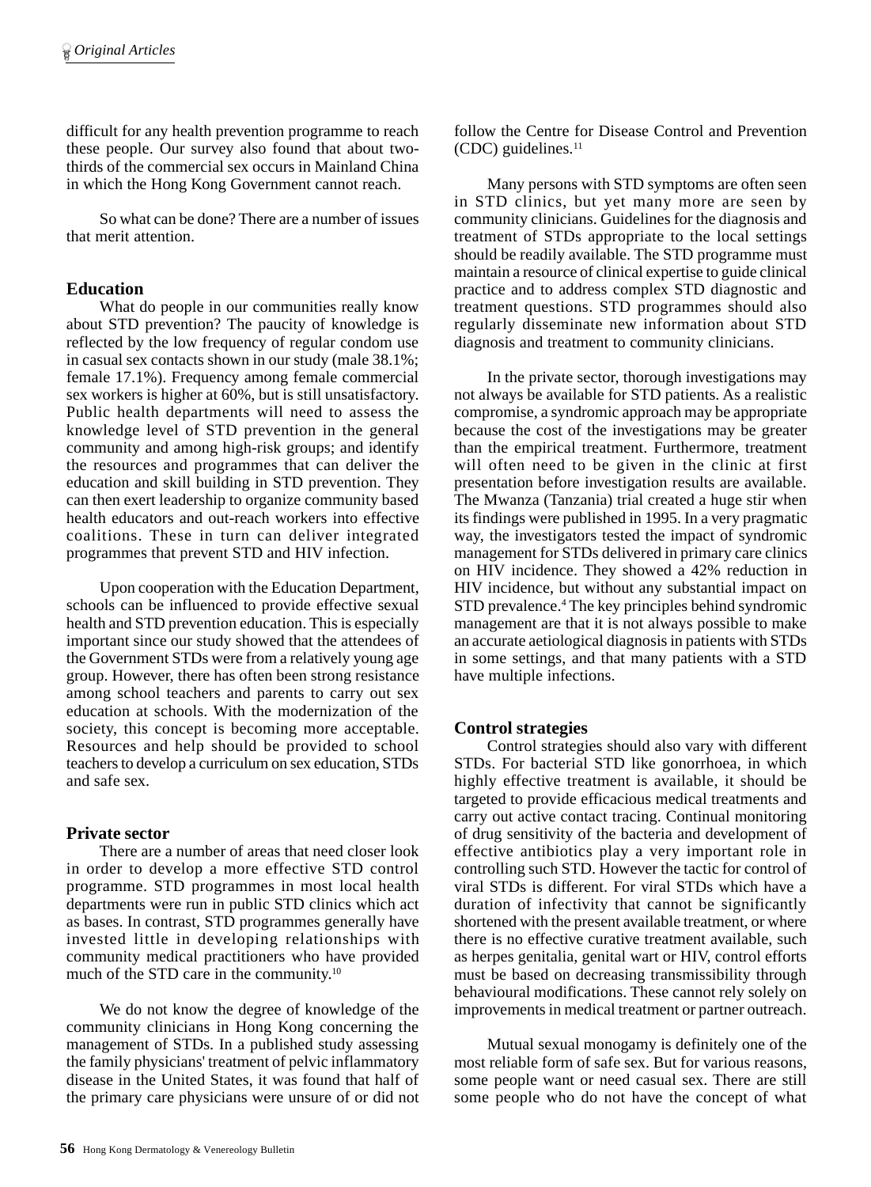difficult for any health prevention programme to reach these people. Our survey also found that about two-thirds of the commercial sex occurs in Mainland China in which the Hong Kong Government cannot reach.

So what can be done? There are a number of issues that merit attention.

## Education

What do people in our communities really know about STD prevention? The paucity of knowledge is reflected by the low frequency of regular condom use in casual sex contacts shown in our study (male 38.1%; female 17.1%). Frequency among female commercial sex workers is higher at 60%, but is still unsatisfactory. Public health departments will need to assess the knowledge level of STD prevention in the general community and among high-risk groups; and identify the resources and programmes that can deliver the education and skill building in STD prevention. They can then exert leadership to organize community based health educators and out-reach workers into effective coalitions. These in turn can deliver integrated programmes that prevent STD and HIV infection.

Upon cooperation with the Education Department, schools can be influenced to provide effective sexual health and STD prevention education. This is especially important since our study showed that the attendees of the Government STDs were from a relatively young age group. However, there has often been strong resistance among school teachers and parents to carry out sex education at schools. With the modernization of the society, this concept is becoming more acceptable. Resources and help should be provided to school teachers to develop a curriculum on sex education, STDs and safe sex.

## Private sector

There are a number of areas that need closer look in order to develop a more effective STD control programme. STD programmes in most local health departments were run in public STD clinics which act as bases. In contrast, STD programmes generally have invested little in developing relationships with community medical practitioners who have provided much of the STD care in the community.[10]

We do not know the degree of knowledge of the community clinicians in Hong Kong concerning the management of STDs. In a published study assessing the family physicians' treatment of pelvic inflammatory disease in the United States, it was found that half of the primary care physicians were unsure of or did not follow the Centre for Disease Control and Prevention (CDC) guidelines.[11]

Many persons with STD symptoms are often seen in STD clinics, but yet many more are seen by community clinicians. Guidelines for the diagnosis and treatment of STDs appropriate to the local settings should be readily available. The STD programme must maintain a resource of clinical expertise to guide clinical practice and to address complex STD diagnostic and treatment questions. STD programmes should also regularly disseminate new information about STD diagnosis and treatment to community clinicians.

In the private sector, thorough investigations may not always be available for STD patients. As a realistic compromise, a syndromic approach may be appropriate because the cost of the investigations may be greater than the empirical treatment. Furthermore, treatment will often need to be given in the clinic at first presentation before investigation results are available. The Mwanza (Tanzania) trial created a huge stir when its findings were published in 1995. In a very pragmatic way, the investigators tested the impact of syndromic management for STDs delivered in primary care clinics on HIV incidence. They showed a 42% reduction in HIV incidence, but without any substantial impact on STD prevalence.[4] The key principles behind syndromic management are that it is not always possible to make an accurate aetiological diagnosis in patients with STDs in some settings, and that many patients with a STD have multiple infections.

## Control strategies

Control strategies should also vary with different STDs. For bacterial STD like gonorrhoea, in which highly effective treatment is available, it should be targeted to provide efficacious medical treatments and carry out active contact tracing. Continual monitoring of drug sensitivity of the bacteria and development of effective antibiotics play a very important role in controlling such STD. However the tactic for control of viral STDs is different. For viral STDs which have a duration of infectivity that cannot be significantly shortened with the present available treatment, or where there is no effective curative treatment available, such as herpes genitalia, genital wart or HIV, control efforts must be based on decreasing transmissibility through behavioural modifications. These cannot rely solely on improvements in medical treatment or partner outreach.

Mutual sexual monogamy is definitely one of the most reliable form of safe sex. But for various reasons, some people want or need casual sex. There are still some people who do not have the concept of what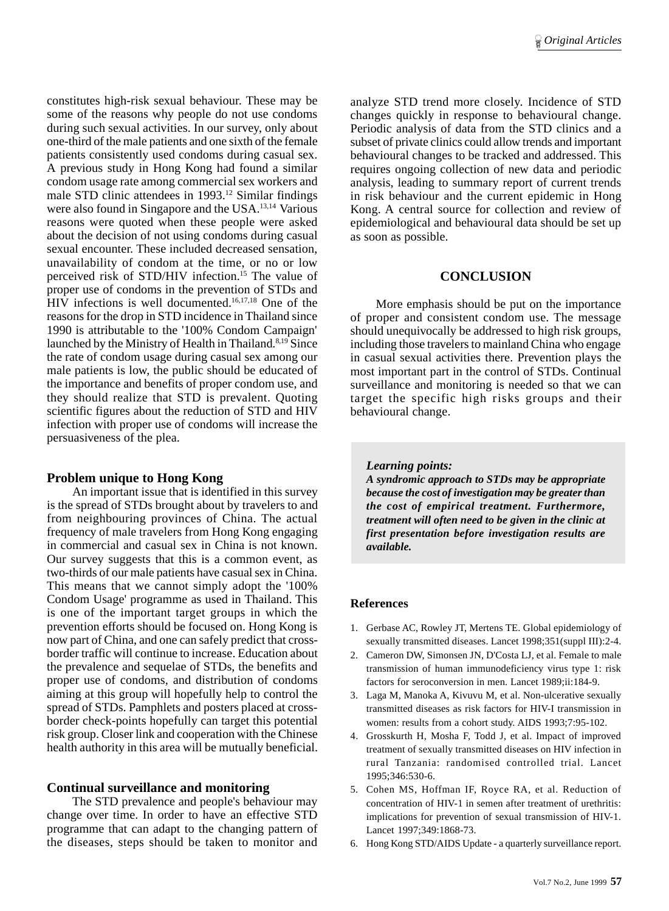constitutes high-risk sexual behaviour. These may be some of the reasons why people do not use condoms during such sexual activities. In our survey, only about one-third of the male patients and one sixth of the female patients consistently used condoms during casual sex. A previous study in Hong Kong had found a similar condom usage rate among commercial sex workers and male STD clinic attendees in 1993.[12] Similar findings were also found in Singapore and the USA.[13,14] Various reasons were quoted when these people were asked about the decision of not using condoms during casual sexual encounter. These included decreased sensation, unavailability of condom at the time, or no or low perceived risk of STD/HIV infection.[15] The value of proper use of condoms in the prevention of STDs and HIV infections is well documented.[16,17,18] One of the reasons for the drop in STD incidence in Thailand since 1990 is attributable to the '100% Condom Campaign' launched by the Ministry of Health in Thailand.[8,19] Since the rate of condom usage during casual sex among our male patients is low, the public should be educated of the importance and benefits of proper condom use, and they should realize that STD is prevalent. Quoting scientific figures about the reduction of STD and HIV infection with proper use of condoms will increase the persuasiveness of the plea.

### Problem unique to Hong Kong

An important issue that is identified in this survey is the spread of STDs brought about by travelers to and from neighbouring provinces of China. The actual frequency of male travelers from Hong Kong engaging in commercial and casual sex in China is not known. Our survey suggests that this is a common event, as two-thirds of our male patients have casual sex in China. This means that we cannot simply adopt the '100% Condom Usage' programme as used in Thailand. This is one of the important target groups in which the prevention efforts should be focused on. Hong Kong is now part of China, and one can safely predict that cross-border traffic will continue to increase. Education about the prevalence and sequelae of STDs, the benefits and proper use of condoms, and distribution of condoms aiming at this group will hopefully help to control the spread of STDs. Pamphlets and posters placed at cross-border check-points hopefully can target this potential risk group. Closer link and cooperation with the Chinese health authority in this area will be mutually beneficial.

### Continual surveillance and monitoring

The STD prevalence and people's behaviour may change over time. In order to have an effective STD programme that can adapt to the changing pattern of the diseases, steps should be taken to monitor and analyze STD trend more closely. Incidence of STD changes quickly in response to behavioural change. Periodic analysis of data from the STD clinics and a subset of private clinics could allow trends and important behavioural changes to be tracked and addressed. This requires ongoing collection of new data and periodic analysis, leading to summary report of current trends in risk behaviour and the current epidemic in Hong Kong. A central source for collection and review of epidemiological and behavioural data should be set up as soon as possible.

## CONCLUSION

More emphasis should be put on the importance of proper and consistent condom use. The message should unequivocally be addressed to high risk groups, including those travelers to mainland China who engage in casual sexual activities there. Prevention plays the most important part in the control of STDs. Continual surveillance and monitoring is needed so that we can target the specific high risks groups and their behavioural change.

> ***Learning points:***
> ***A syndromic approach to STDs may be appropriate because the cost of investigation may be greater than the cost of empirical treatment. Furthermore, treatment will often need to be given in the clinic at first presentation before investigation results are available.***

### References

1. Gerbase AC, Rowley JT, Mertens TE. Global epidemiology of sexually transmitted diseases. Lancet 1998;351(suppl III):2-4.
2. Cameron DW, Simonsen JN, D'Costa LJ, et al. Female to male transmission of human immunodeficiency virus type 1: risk factors for seroconversion in men. Lancet 1989;ii:184-9.
3. Laga M, Manoka A, Kivuvu M, et al. Non-ulcerative sexually transmitted diseases as risk factors for HIV-I transmission in women: results from a cohort study. AIDS 1993;7:95-102.
4. Grosskurth H, Mosha F, Todd J, et al. Impact of improved treatment of sexually transmitted diseases on HIV infection in rural Tanzania: randomised controlled trial. Lancet 1995;346:530-6.
5. Cohen MS, Hoffman IF, Royce RA, et al. Reduction of concentration of HIV-1 in semen after treatment of urethritis: implications for prevention of sexual transmission of HIV-1. Lancet 1997;349:1868-73.
6. Hong Kong STD/AIDS Update - a quarterly surveillance report.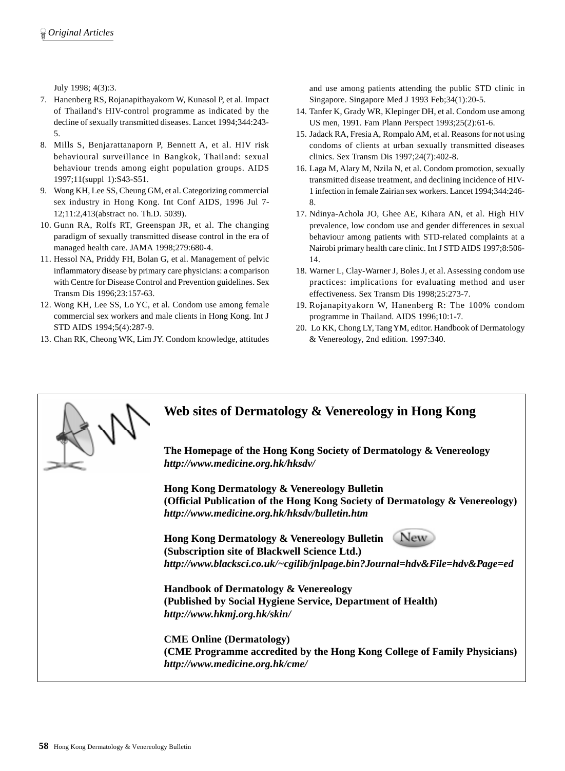July 1998; 4(3):3.

7. Hanenberg RS, Rojanapithayakorn W, Kunasol P, et al. Impact of Thailand's HIV-control programme as indicated by the decline of sexually transmitted diseases. Lancet 1994;344:243-5.
8. Mills S, Benjarattanaporn P, Bennett A, et al. HIV risk behavioural surveillance in Bangkok, Thailand: sexual behaviour trends among eight population groups. AIDS 1997;11(suppl 1):S43-S51.
9. Wong KH, Lee SS, Cheung GM, et al. Categorizing commercial sex industry in Hong Kong. Int Conf AIDS, 1996 Jul 7-12;11:2,413(abstract no. Th.D. 5039).
10. Gunn RA, Rolfs RT, Greenspan JR, et al. The changing paradigm of sexually transmitted disease control in the era of managed health care. JAMA 1998;279:680-4.
11. Hessol NA, Priddy FH, Bolan G, et al. Management of pelvic inflammatory disease by primary care physicians: a comparison with Centre for Disease Control and Prevention guidelines. Sex Transm Dis 1996;23:157-63.
12. Wong KH, Lee SS, Lo YC, et al. Condom use among female commercial sex workers and male clients in Hong Kong. Int J STD AIDS 1994;5(4):287-9.
13. Chan RK, Cheong WK, Lim JY. Condom knowledge, attitudes and use among patients attending the public STD clinic in Singapore. Singapore Med J 1993 Feb;34(1):20-5.
14. Tanfer K, Grady WR, Klepinger DH, et al. Condom use among US men, 1991. Fam Plann Perspect 1993;25(2):61-6.
15. Jadack RA, Fresia A, Rompalo AM, et al. Reasons for not using condoms of clients at urban sexually transmitted diseases clinics. Sex Transm Dis 1997;24(7):402-8.
16. Laga M, Alary M, Nzila N, et al. Condom promotion, sexually transmitted disease treatment, and declining incidence of HIV-1 infection in female Zairian sex workers. Lancet 1994;344:246-8.
17. Ndinya-Achola JO, Ghee AE, Kihara AN, et al. High HIV prevalence, low condom use and gender differences in sexual behaviour among patients with STD-related complaints at a Nairobi primary health care clinic. Int J STD AIDS 1997;8:506-14.
18. Warner L, Clay-Warner J, Boles J, et al. Assessing condom use practices: implications for evaluating method and user effectiveness. Sex Transm Dis 1998;25:273-7.
19. Rojanapityakorn W, Hanenberg R: The 100% condom programme in Thailand. AIDS 1996;10:1-7.
20. Lo KK, Chong LY, Tang YM, editor. Handbook of Dermatology & Venereology, 2nd edition. 1997:340.

## Web sites of Dermatology & Venereology in Hong Kong

**The Homepage of the Hong Kong Society of Dermatology & Venereology**
***http://www.medicine.org.hk/hksdv/***

**Hong Kong Dermatology & Venereology Bulletin**
**(Official Publication of the Hong Kong Society of Dermatology & Venereology)**
***http://www.medicine.org.hk/hksdv/bulletin.htm***

**Hong Kong Dermatology & Venereology Bulletin** New
**(Subscription site of Blackwell Science Ltd.)**
***http://www.blacksci.co.uk/~cgilib/jnlpage.bin?Journal=hdv&File=hdv&Page=ed***

**Handbook of Dermatology & Venereology**
**(Published by Social Hygiene Service, Department of Health)**
***http://www.hkmj.org.hk/skin/***

**CME Online (Dermatology)**
**(CME Programme accredited by the Hong Kong College of Family Physicians)**
***http://www.medicine.org.hk/cme/***